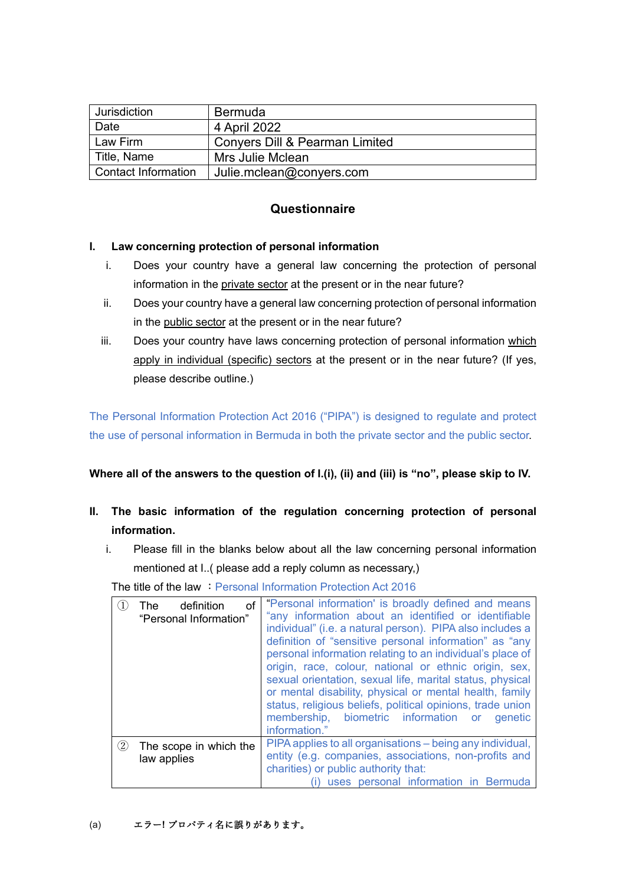| Jurisdiction | Bermuda |
|---|---|
| Date | 4 April 2022 |
| Law Firm | Conyers Dill & Pearman Limited |
| Title, Name | Mrs Julie Mclean |
| Contact Information | Julie.mclean@conyers.com |

## Questionnaire

**I. Law concerning protection of personal information**

i. Does your country have a general law concerning the protection of personal information in the private sector at the present or in the near future?

ii. Does your country have a general law concerning protection of personal information in the public sector at the present or in the near future?

iii. Does your country have laws concerning protection of personal information which apply in individual (specific) sectors at the present or in the near future? (If yes, please describe outline.)

The Personal Information Protection Act 2016 ("PIPA") is designed to regulate and protect the use of personal information in Bermuda in both the private sector and the public sector.

**Where all of the answers to the question of I.(i), (ii) and (iii) is "no", please skip to IV.**

**II. The basic information of the regulation concerning protection of personal information.**

i. Please fill in the blanks below about all the law concerning personal information mentioned at I..( please add a reply column as necessary,)

The title of the law ：Personal Information Protection Act 2016

| | |
|---|---|
| ① The definition of "Personal Information" | "Personal information' is broadly defined and means "any information about an identified or identifiable individual" (i.e. a natural person). PIPA also includes a definition of "sensitive personal information" as "any personal information relating to an individual's place of origin, race, colour, national or ethnic origin, sex, sexual orientation, sexual life, marital status, physical or mental disability, physical or mental health, family status, religious beliefs, political opinions, trade union membership, biometric information or genetic information." |
| ② The scope in which the law applies | PIPA applies to all organisations – being any individual, entity (e.g. companies, associations, non-profits and charities) or public authority that:<br>(i) uses personal information in Bermuda |

(a) エラー! プロパティ名に誤りがあります。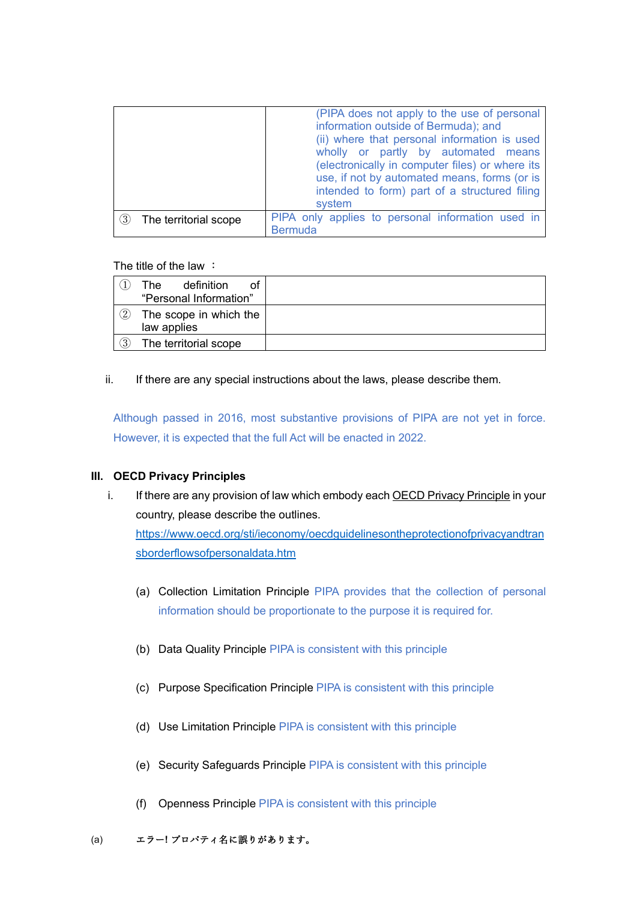|  |  |
|---|---|
|  | (PIPA does not apply to the use of personal information outside of Bermuda); and (ii) where that personal information is used wholly or partly by automated means (electronically in computer files) or where its use, if not by automated means, forms (or is intended to form) part of a structured filing system |
| ③ The territorial scope | PIPA only applies to personal information used in Bermuda |

The title of the law ：

|  |  |
|---|---|
| ① The definition of “Personal Information” |  |
| ② The scope in which the law applies |  |
| ③ The territorial scope |  |

ii. If there are any special instructions about the laws, please describe them.

Although passed in 2016, most substantive provisions of PIPA are not yet in force. However, it is expected that the full Act will be enacted in 2022.

## III. OECD Privacy Principles

i. If there are any provision of law which embody each OECD Privacy Principle in your country, please describe the outlines.
https://www.oecd.org/sti/ieconomy/oecdguidelinesontheprotectionofprivacyandtransborderflowsofpersonaldata.htm

(a) Collection Limitation Principle PIPA provides that the collection of personal information should be proportionate to the purpose it is required for.

(b) Data Quality Principle PIPA is consistent with this principle

(c) Purpose Specification Principle PIPA is consistent with this principle

(d) Use Limitation Principle PIPA is consistent with this principle

(e) Security Safeguards Principle PIPA is consistent with this principle

(f) Openness Principle PIPA is consistent with this principle

(a) エラー! プロパティ名に誤りがあります。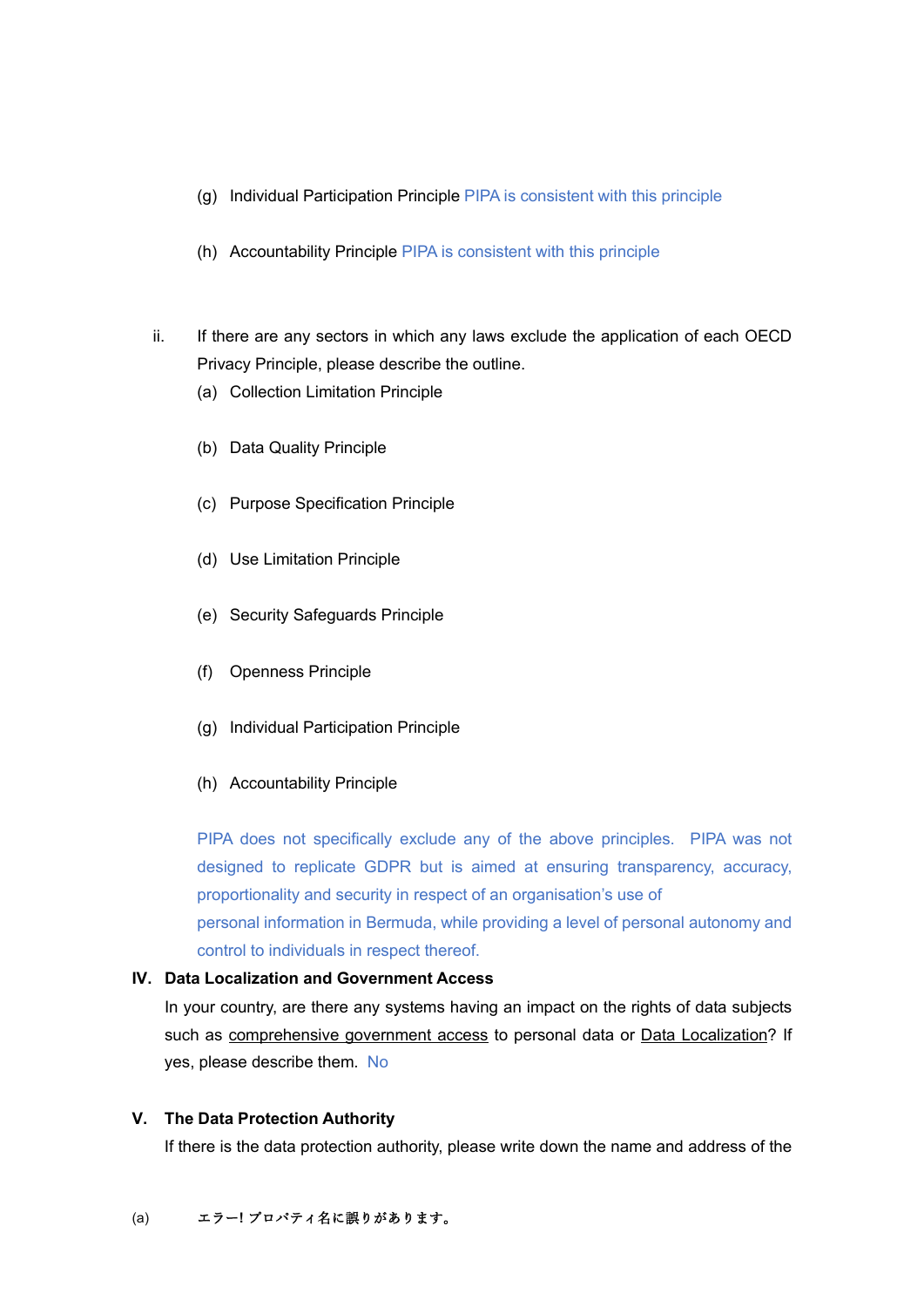(g) Individual Participation Principle PIPA is consistent with this principle

(h) Accountability Principle PIPA is consistent with this principle

ii. If there are any sectors in which any laws exclude the application of each OECD Privacy Principle, please describe the outline.

(a) Collection Limitation Principle

(b) Data Quality Principle

(c) Purpose Specification Principle

(d) Use Limitation Principle

(e) Security Safeguards Principle

(f) Openness Principle

(g) Individual Participation Principle

(h) Accountability Principle

PIPA does not specifically exclude any of the above principles. PIPA was not designed to replicate GDPR but is aimed at ensuring transparency, accuracy, proportionality and security in respect of an organisation's use of personal information in Bermuda, while providing a level of personal autonomy and control to individuals in respect thereof.

## IV. Data Localization and Government Access

In your country, are there any systems having an impact on the rights of data subjects such as comprehensive government access to personal data or Data Localization? If yes, please describe them. No

## V. The Data Protection Authority

If there is the data protection authority, please write down the name and address of the

(a) エラー! プロパティ名に誤りがあります。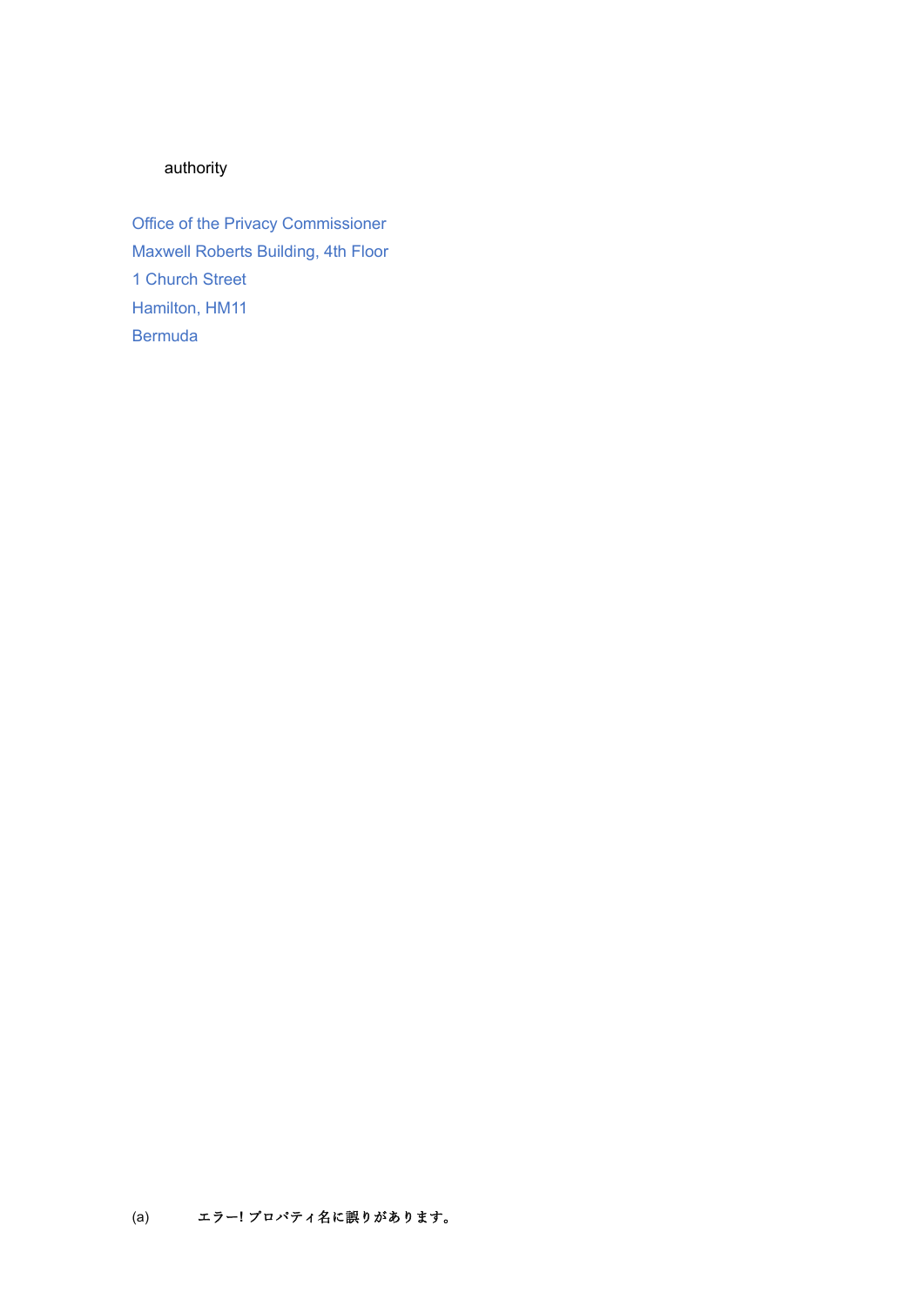authority

Office of the Privacy Commissioner
Maxwell Roberts Building, 4th Floor
1 Church Street
Hamilton, HM11
Bermuda

(a) エラー! プロパティ名に誤りがあります。